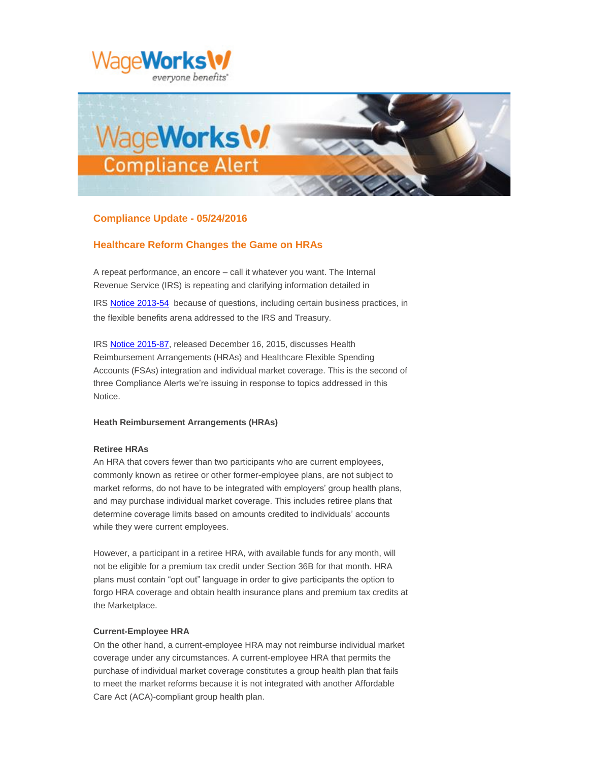## Compliance Update - 05/24/2016

## Healthcare Reform Changes the Game on HRAs

A repeat performance, an encore – call it whatever you want. The Internal Revenue Service (IRS) is repeating and clarifying information detailed in IRS Notice 2013-54 because of questions, including certain business practices, in the flexible benefits arena addressed to the IRS and Treasury.

IRS Notice 2015-87, released December 16, 2015, discusses Health Reimbursement Arrangements (HRAs) and Healthcare Flexible Spending Accounts (FSAs) integration and individual market coverage. This is the second of three Compliance Alerts we're issuing in response to topics addressed in this Notice.

**Heath Reimbursement Arrangements (HRAs)**

**Retiree HRAs**

An HRA that covers fewer than two participants who are current employees, commonly known as retiree or other former-employee plans, are not subject to market reforms, do not have to be integrated with employers' group health plans, and may purchase individual market coverage. This includes retiree plans that determine coverage limits based on amounts credited to individuals' accounts while they were current employees.

However, a participant in a retiree HRA, with available funds for any month, will not be eligible for a premium tax credit under Section 36B for that month. HRA plans must contain "opt out" language in order to give participants the option to forgo HRA coverage and obtain health insurance plans and premium tax credits at the Marketplace.

**Current-Employee HRA**

On the other hand, a current-employee HRA may not reimburse individual market coverage under any circumstances. A current-employee HRA that permits the purchase of individual market coverage constitutes a group health plan that fails to meet the market reforms because it is not integrated with another Affordable Care Act (ACA)-compliant group health plan.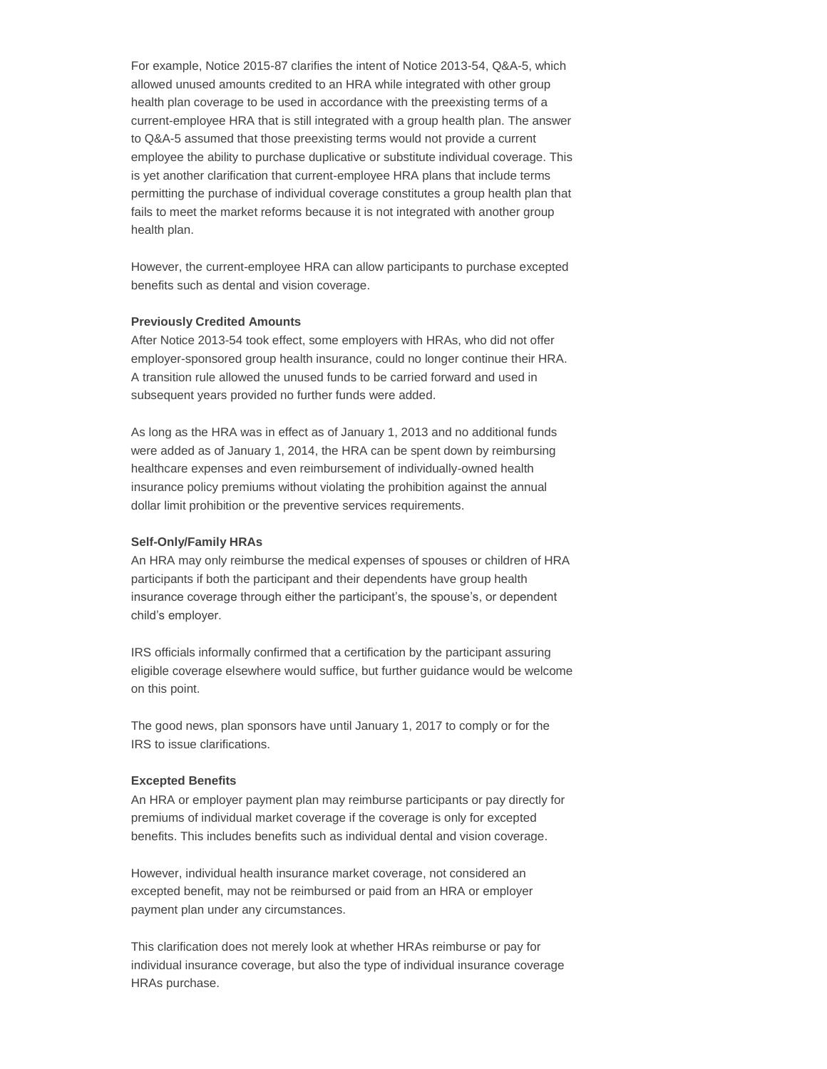For example, Notice 2015-87 clarifies the intent of Notice 2013-54, Q&A-5, which allowed unused amounts credited to an HRA while integrated with other group health plan coverage to be used in accordance with the preexisting terms of a current-employee HRA that is still integrated with a group health plan. The answer to Q&A-5 assumed that those preexisting terms would not provide a current employee the ability to purchase duplicative or substitute individual coverage. This is yet another clarification that current-employee HRA plans that include terms permitting the purchase of individual coverage constitutes a group health plan that fails to meet the market reforms because it is not integrated with another group health plan.

However, the current-employee HRA can allow participants to purchase excepted benefits such as dental and vision coverage.

**Previously Credited Amounts**

After Notice 2013-54 took effect, some employers with HRAs, who did not offer employer-sponsored group health insurance, could no longer continue their HRA. A transition rule allowed the unused funds to be carried forward and used in subsequent years provided no further funds were added.

As long as the HRA was in effect as of January 1, 2013 and no additional funds were added as of January 1, 2014, the HRA can be spent down by reimbursing healthcare expenses and even reimbursement of individually-owned health insurance policy premiums without violating the prohibition against the annual dollar limit prohibition or the preventive services requirements.

**Self-Only/Family HRAs**

An HRA may only reimburse the medical expenses of spouses or children of HRA participants if both the participant and their dependents have group health insurance coverage through either the participant's, the spouse's, or dependent child's employer.

IRS officials informally confirmed that a certification by the participant assuring eligible coverage elsewhere would suffice, but further guidance would be welcome on this point.

The good news, plan sponsors have until January 1, 2017 to comply or for the IRS to issue clarifications.

**Excepted Benefits**

An HRA or employer payment plan may reimburse participants or pay directly for premiums of individual market coverage if the coverage is only for excepted benefits. This includes benefits such as individual dental and vision coverage.

However, individual health insurance market coverage, not considered an excepted benefit, may not be reimbursed or paid from an HRA or employer payment plan under any circumstances.

This clarification does not merely look at whether HRAs reimburse or pay for individual insurance coverage, but also the type of individual insurance coverage HRAs purchase.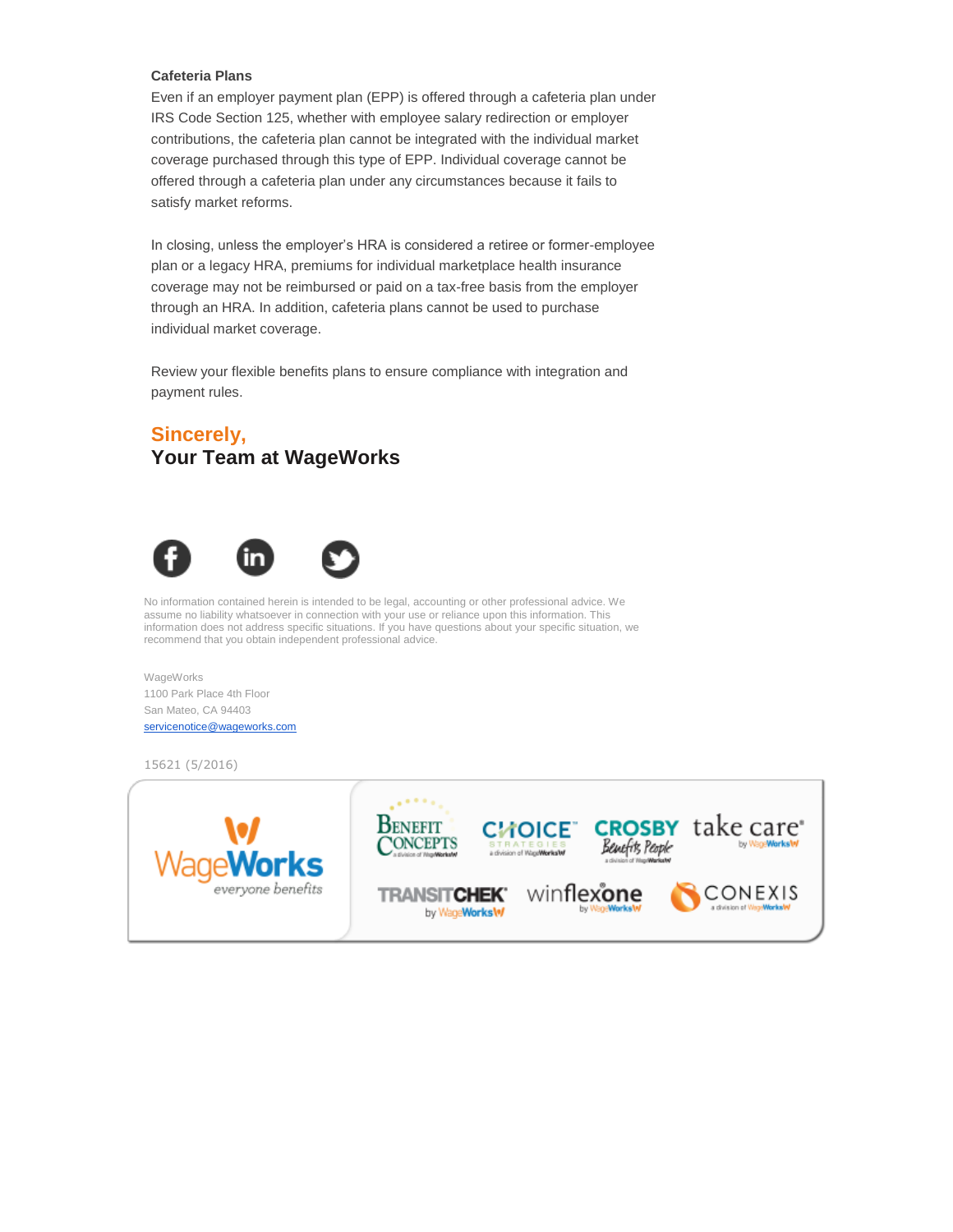**Cafeteria Plans**

Even if an employer payment plan (EPP) is offered through a cafeteria plan under IRS Code Section 125, whether with employee salary redirection or employer contributions, the cafeteria plan cannot be integrated with the individual market coverage purchased through this type of EPP. Individual coverage cannot be offered through a cafeteria plan under any circumstances because it fails to satisfy market reforms.

In closing, unless the employer's HRA is considered a retiree or former-employee plan or a legacy HRA, premiums for individual marketplace health insurance coverage may not be reimbursed or paid on a tax-free basis from the employer through an HRA. In addition, cafeteria plans cannot be used to purchase individual market coverage.

Review your flexible benefits plans to ensure compliance with integration and payment rules.

**Sincerely,**
**Your Team at WageWorks**

No information contained herein is intended to be legal, accounting or other professional advice. We assume no liability whatsoever in connection with your use or reliance upon this information. This information does not address specific situations. If you have questions about your specific situation, we recommend that you obtain independent professional advice.

WageWorks
1100 Park Place 4th Floor
San Mateo, CA 94403
servicenotice@wageworks.com

15621 (5/2016)